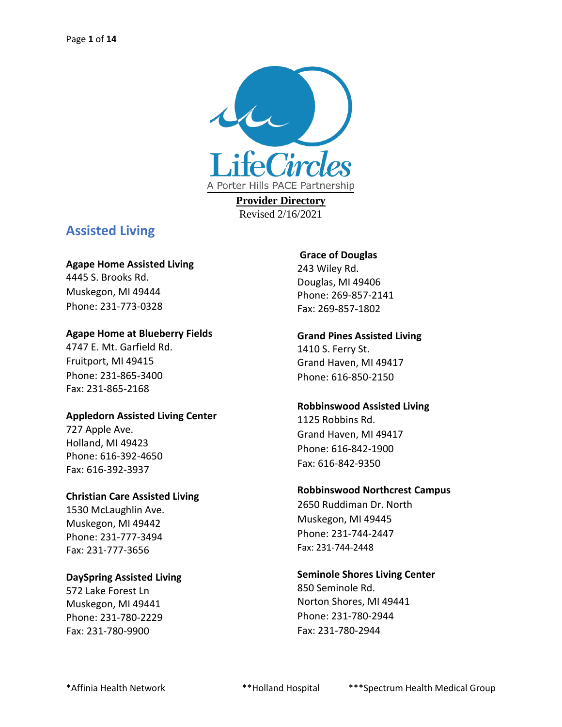LifeCircles

A Porter Hills PACE Partnership

**Provider Directory**

Revised 2/16/2021

## Assisted Living

**Agape Home Assisted Living**
4445 S. Brooks Rd.
Muskegon, MI 49444
Phone: 231-773-0328

**Agape Home at Blueberry Fields**
4747 E. Mt. Garfield Rd.
Fruitport, MI 49415
Phone: 231-865-3400
Fax: 231-865-2168

**Appledorn Assisted Living Center**
727 Apple Ave.
Holland, MI 49423
Phone: 616-392-4650
Fax: 616-392-3937

**Christian Care Assisted Living**
1530 McLaughlin Ave.
Muskegon, MI 49442
Phone: 231-777-3494
Fax: 231-777-3656

**DaySpring Assisted Living**
572 Lake Forest Ln
Muskegon, MI 49441
Phone: 231-780-2229
Fax: 231-780-9900

**Grace of Douglas**
243 Wiley Rd.
Douglas, MI 49406
Phone: 269-857-2141
Fax: 269-857-1802

**Grand Pines Assisted Living**
1410 S. Ferry St.
Grand Haven, MI 49417
Phone: 616-850-2150

**Robbinswood Assisted Living**
1125 Robbins Rd.
Grand Haven, MI 49417
Phone: 616-842-1900
Fax: 616-842-9350

**Robbinswood Northcrest Campus**
2650 Ruddiman Dr. North
Muskegon, MI 49445
Phone: 231-744-2447
Fax: 231-744-2448

**Seminole Shores Living Center**
850 Seminole Rd.
Norton Shores, MI 49441
Phone: 231-780-2944
Fax: 231-780-2944

*Affinia Health Network **Holland Hospital ***Spectrum Health Medical Group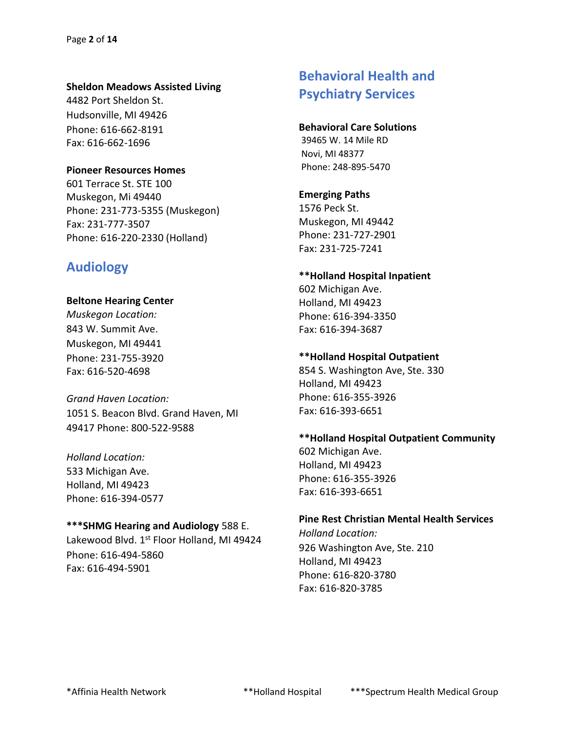**Sheldon Meadows Assisted Living**
4482 Port Sheldon St.
Hudsonville, MI 49426
Phone: 616-662-8191
Fax: 616-662-1696

**Pioneer Resources Homes**
601 Terrace St. STE 100
Muskegon, Mi 49440
Phone: 231-773-5355 (Muskegon)
Fax: 231-777-3507
Phone: 616-220-2330 (Holland)

## Audiology

**Beltone Hearing Center**
*Muskegon Location:*
843 W. Summit Ave.
Muskegon, MI 49441
Phone: 231-755-3920
Fax: 616-520-4698

*Grand Haven Location:*
1051 S. Beacon Blvd. Grand Haven, MI 49417 Phone: 800-522-9588

*Holland Location:*
533 Michigan Ave.
Holland, MI 49423
Phone: 616-394-0577

**\*\*\*SHMG Hearing and Audiology** 588 E. Lakewood Blvd. 1st Floor Holland, MI 49424
Phone: 616-494-5860
Fax: 616-494-5901

## Behavioral Health and Psychiatry Services

**Behavioral Care Solutions**
39465 W. 14 Mile RD
Novi, MI 48377
Phone: 248-895-5470

**Emerging Paths**
1576 Peck St.
Muskegon, MI 49442
Phone: 231-727-2901
Fax: 231-725-7241

**\*\*Holland Hospital Inpatient**
602 Michigan Ave.
Holland, MI 49423
Phone: 616-394-3350
Fax: 616-394-3687

**\*\*Holland Hospital Outpatient**
854 S. Washington Ave, Ste. 330
Holland, MI 49423
Phone: 616-355-3926
Fax: 616-393-6651

**\*\*Holland Hospital Outpatient Community**
602 Michigan Ave.
Holland, MI 49423
Phone: 616-355-3926
Fax: 616-393-6651

**Pine Rest Christian Mental Health Services**
*Holland Location:*
926 Washington Ave, Ste. 210
Holland, MI 49423
Phone: 616-820-3780
Fax: 616-820-3785

*Affinia Health Network **Holland Hospital ***Spectrum Health Medical Group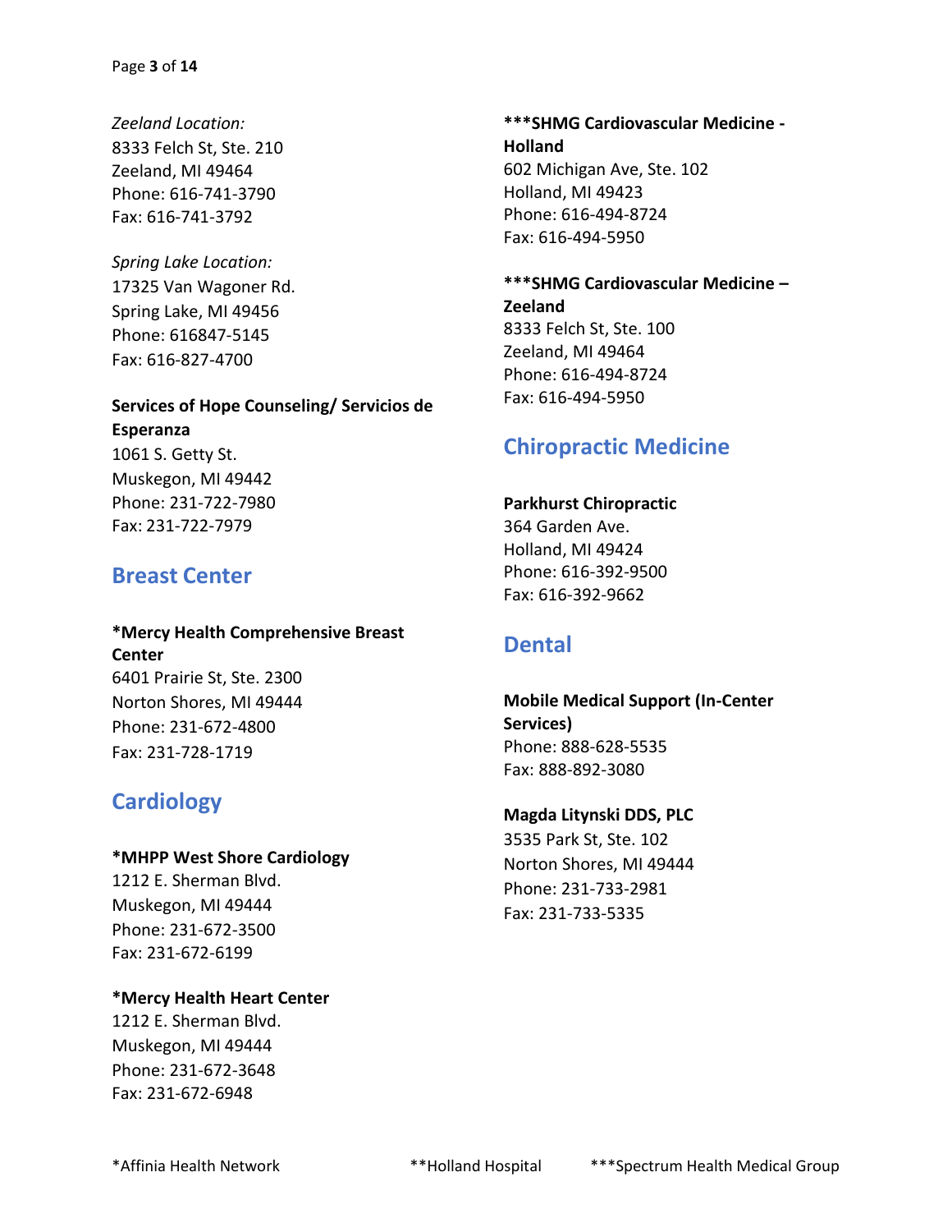*Zeeland Location:*
8333 Felch St, Ste. 210
Zeeland, MI 49464
Phone: 616-741-3790
Fax: 616-741-3792

*Spring Lake Location:*
17325 Van Wagoner Rd.
Spring Lake, MI 49456
Phone: 616847-5145
Fax: 616-827-4700

**Services of Hope Counseling/ Servicios de Esperanza**
1061 S. Getty St.
Muskegon, MI 49442
Phone: 231-722-7980
Fax: 231-722-7979

## Breast Center

***Mercy Health Comprehensive Breast Center**
6401 Prairie St, Ste. 2300
Norton Shores, MI 49444
Phone: 231-672-4800
Fax: 231-728-1719

## Cardiology

***MHPP West Shore Cardiology**
1212 E. Sherman Blvd.
Muskegon, MI 49444
Phone: 231-672-3500
Fax: 231-672-6199

***Mercy Health Heart Center**
1212 E. Sherman Blvd.
Muskegon, MI 49444
Phone: 231-672-3648
Fax: 231-672-6948

*****SHMG Cardiovascular Medicine - Holland**
602 Michigan Ave, Ste. 102
Holland, MI 49423
Phone: 616-494-8724
Fax: 616-494-5950

*****SHMG Cardiovascular Medicine – Zeeland**
8333 Felch St, Ste. 100
Zeeland, MI 49464
Phone: 616-494-8724
Fax: 616-494-5950

## Chiropractic Medicine

**Parkhurst Chiropractic**
364 Garden Ave.
Holland, MI 49424
Phone: 616-392-9500
Fax: 616-392-9662

## Dental

**Mobile Medical Support (In-Center Services)**
Phone: 888-628-5535
Fax: 888-892-3080

**Magda Litynski DDS, PLC**
3535 Park St, Ste. 102
Norton Shores, MI 49444
Phone: 231-733-2981
Fax: 231-733-5335

*Affinia Health Network **Holland Hospital ***Spectrum Health Medical Group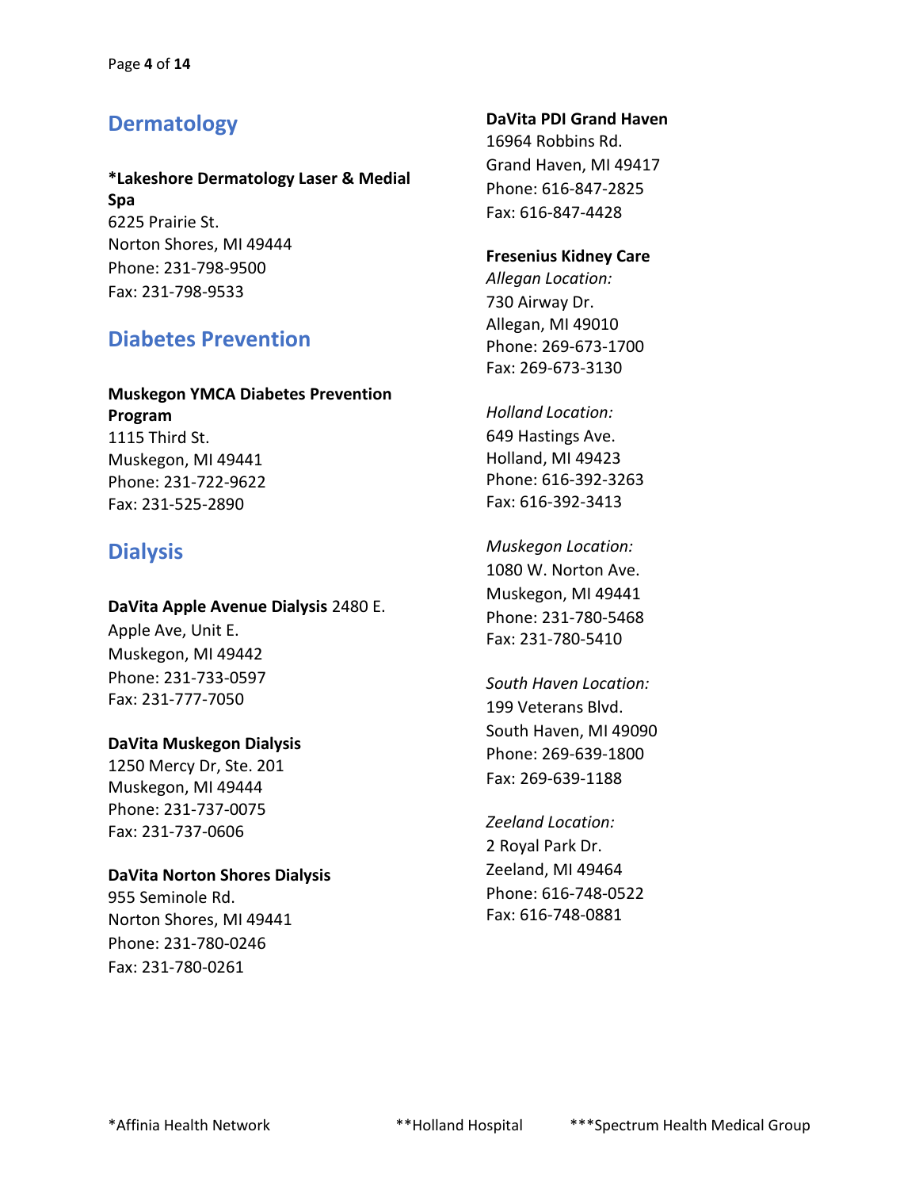## Dermatology

**\*Lakeshore Dermatology Laser & Medial Spa**
6225 Prairie St.
Norton Shores, MI 49444
Phone: 231-798-9500
Fax: 231-798-9533

## Diabetes Prevention

**Muskegon YMCA Diabetes Prevention Program**
1115 Third St.
Muskegon, MI 49441
Phone: 231-722-9622
Fax: 231-525-2890

## Dialysis

**DaVita Apple Avenue Dialysis** 2480 E. Apple Ave, Unit E.
Muskegon, MI 49442
Phone: 231-733-0597
Fax: 231-777-7050

**DaVita Muskegon Dialysis**
1250 Mercy Dr, Ste. 201
Muskegon, MI 49444
Phone: 231-737-0075
Fax: 231-737-0606

**DaVita Norton Shores Dialysis**
955 Seminole Rd.
Norton Shores, MI 49441
Phone: 231-780-0246
Fax: 231-780-0261

**DaVita PDI Grand Haven**
16964 Robbins Rd.
Grand Haven, MI 49417
Phone: 616-847-2825
Fax: 616-847-4428

**Fresenius Kidney Care**

*Allegan Location:*
730 Airway Dr.
Allegan, MI 49010
Phone: 269-673-1700
Fax: 269-673-3130

*Holland Location:*
649 Hastings Ave.
Holland, MI 49423
Phone: 616-392-3263
Fax: 616-392-3413

*Muskegon Location:*
1080 W. Norton Ave.
Muskegon, MI 49441
Phone: 231-780-5468
Fax: 231-780-5410

*South Haven Location:*
199 Veterans Blvd.
South Haven, MI 49090
Phone: 269-639-1800
Fax: 269-639-1188

*Zeeland Location:*
2 Royal Park Dr.
Zeeland, MI 49464
Phone: 616-748-0522
Fax: 616-748-0881

\*Affinia Health Network  \*\*Holland Hospital  \*\*\*Spectrum Health Medical Group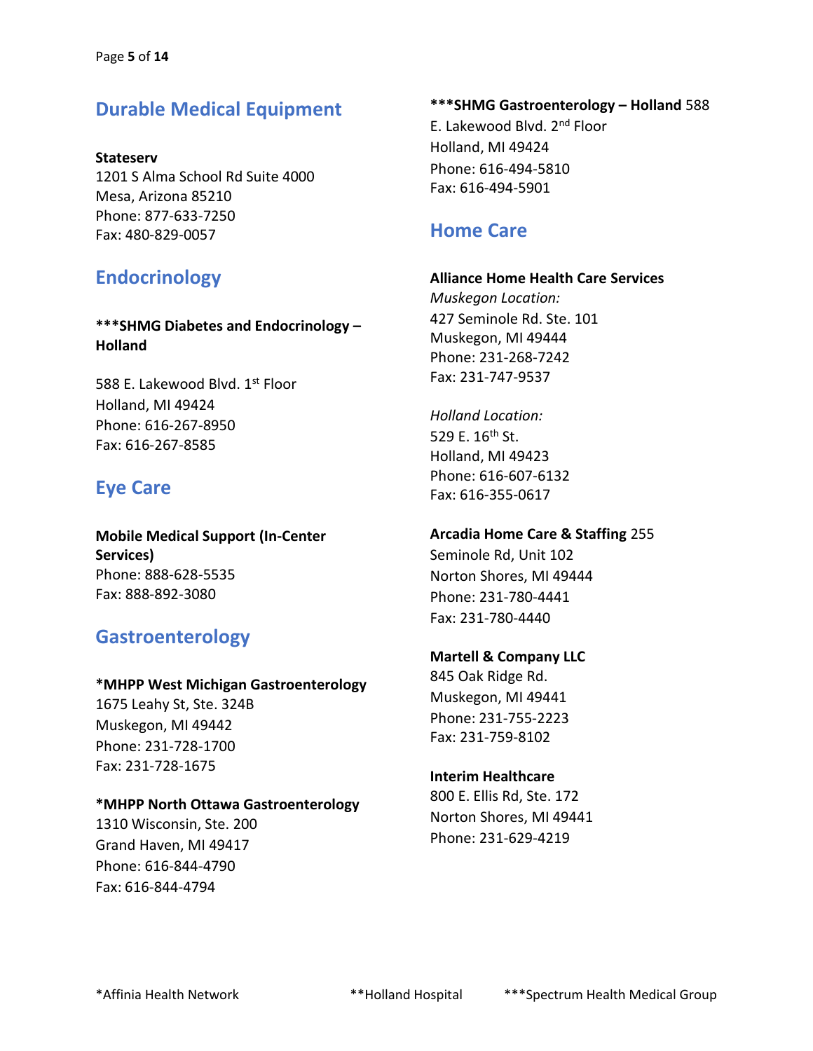## Durable Medical Equipment

**Stateserv**
1201 S Alma School Rd Suite 4000
Mesa, Arizona 85210
Phone: 877-633-7250
Fax: 480-829-0057

## Endocrinology

**\*\*\*SHMG Diabetes and Endocrinology – Holland**

588 E. Lakewood Blvd. 1st Floor
Holland, MI 49424
Phone: 616-267-8950
Fax: 616-267-8585

## Eye Care

**Mobile Medical Support (In-Center Services)**
Phone: 888-628-5535
Fax: 888-892-3080

## Gastroenterology

**\*MHPP West Michigan Gastroenterology**
1675 Leahy St, Ste. 324B
Muskegon, MI 49442
Phone: 231-728-1700
Fax: 231-728-1675

**\*MHPP North Ottawa Gastroenterology**
1310 Wisconsin, Ste. 200
Grand Haven, MI 49417
Phone: 616-844-4790
Fax: 616-844-4794

**\*\*\*SHMG Gastroenterology – Holland** 588 E. Lakewood Blvd. 2nd Floor
Holland, MI 49424
Phone: 616-494-5810
Fax: 616-494-5901

## Home Care

**Alliance Home Health Care Services**
*Muskegon Location:*
427 Seminole Rd. Ste. 101
Muskegon, MI 49444
Phone: 231-268-7242
Fax: 231-747-9537

*Holland Location:*
529 E. 16th St.
Holland, MI 49423
Phone: 616-607-6132
Fax: 616-355-0617

**Arcadia Home Care & Staffing** 255 Seminole Rd, Unit 102
Norton Shores, MI 49444
Phone: 231-780-4441
Fax: 231-780-4440

**Martell & Company LLC**
845 Oak Ridge Rd.
Muskegon, MI 49441
Phone: 231-755-2223
Fax: 231-759-8102

**Interim Healthcare**
800 E. Ellis Rd, Ste. 172
Norton Shores, MI 49441
Phone: 231-629-4219

\*Affinia Health Network \*\*Holland Hospital \*\*\*Spectrum Health Medical Group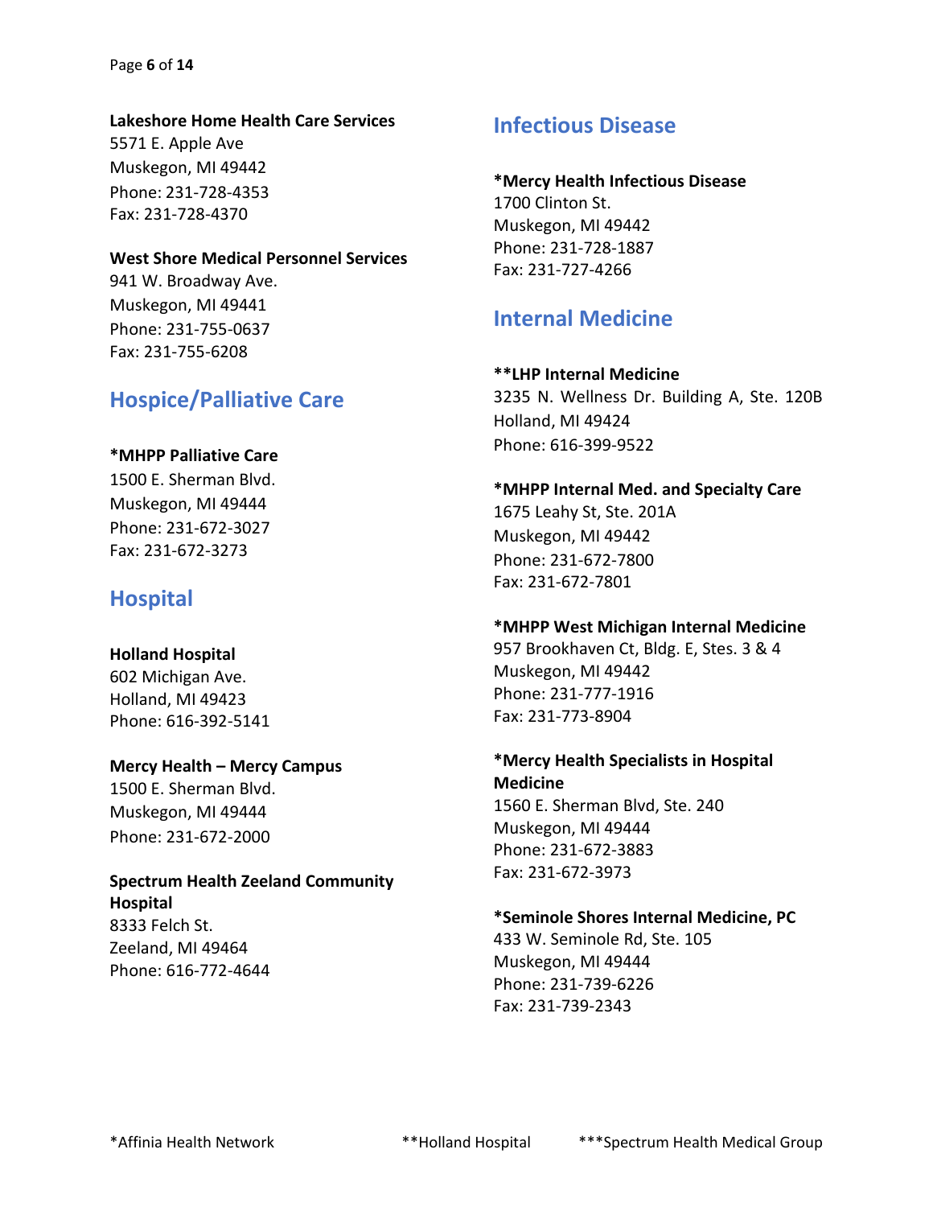**Lakeshore Home Health Care Services**
5571 E. Apple Ave
Muskegon, MI 49442
Phone: 231-728-4353
Fax: 231-728-4370

**West Shore Medical Personnel Services**
941 W. Broadway Ave.
Muskegon, MI 49441
Phone: 231-755-0637
Fax: 231-755-6208

## Hospice/Palliative Care

**\*MHPP Palliative Care**
1500 E. Sherman Blvd.
Muskegon, MI 49444
Phone: 231-672-3027
Fax: 231-672-3273

## Hospital

**Holland Hospital**
602 Michigan Ave.
Holland, MI 49423
Phone: 616-392-5141

**Mercy Health – Mercy Campus**
1500 E. Sherman Blvd.
Muskegon, MI 49444
Phone: 231-672-2000

**Spectrum Health Zeeland Community Hospital**
8333 Felch St.
Zeeland, MI 49464
Phone: 616-772-4644

## Infectious Disease

**\*Mercy Health Infectious Disease**
1700 Clinton St.
Muskegon, MI 49442
Phone: 231-728-1887
Fax: 231-727-4266

## Internal Medicine

**\*\*LHP Internal Medicine**
3235 N. Wellness Dr. Building A, Ste. 120B
Holland, MI 49424
Phone: 616-399-9522

**\*MHPP Internal Med. and Specialty Care**
1675 Leahy St, Ste. 201A
Muskegon, MI 49442
Phone: 231-672-7800
Fax: 231-672-7801

**\*MHPP West Michigan Internal Medicine**
957 Brookhaven Ct, Bldg. E, Stes. 3 & 4
Muskegon, MI 49442
Phone: 231-777-1916
Fax: 231-773-8904

**\*Mercy Health Specialists in Hospital Medicine**
1560 E. Sherman Blvd, Ste. 240
Muskegon, MI 49444
Phone: 231-672-3883
Fax: 231-672-3973

**\*Seminole Shores Internal Medicine, PC**
433 W. Seminole Rd, Ste. 105
Muskegon, MI 49444
Phone: 231-739-6226
Fax: 231-739-2343

*Affinia Health Network    **Holland Hospital    ***Spectrum Health Medical Group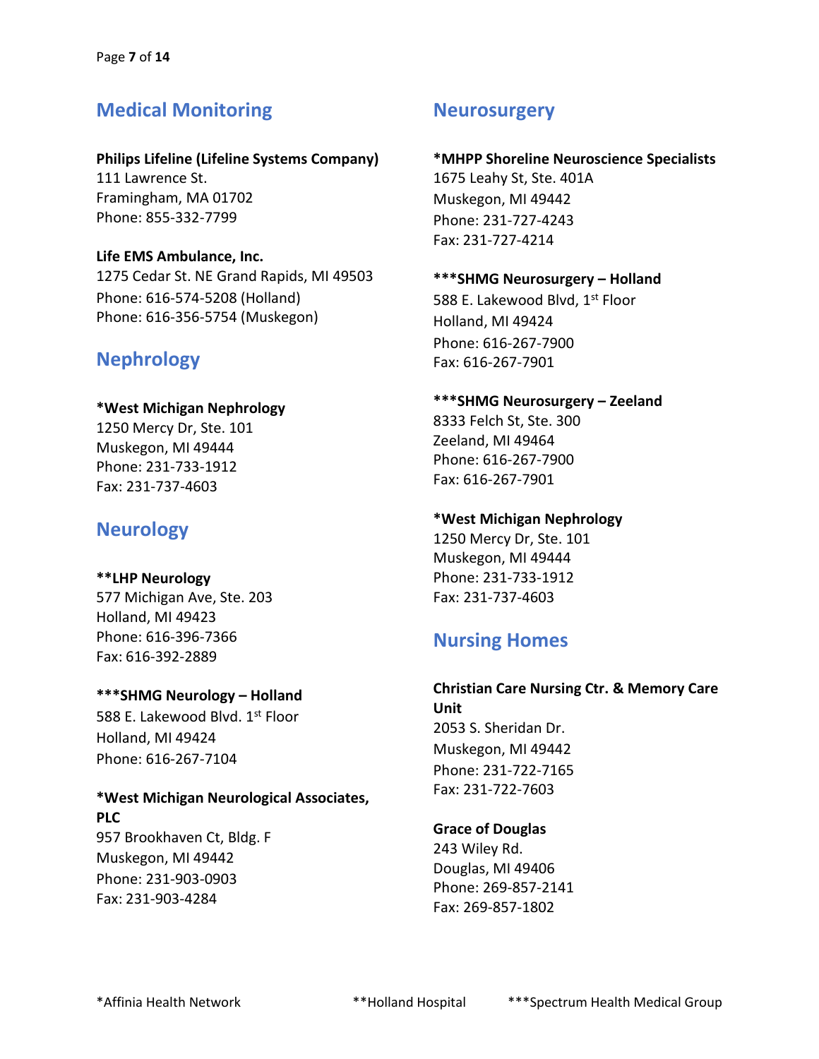## Medical Monitoring

**Philips Lifeline (Lifeline Systems Company)**
111 Lawrence St.
Framingham, MA 01702
Phone: 855-332-7799

**Life EMS Ambulance, Inc.**
1275 Cedar St. NE Grand Rapids, MI 49503
Phone: 616-574-5208 (Holland)
Phone: 616-356-5754 (Muskegon)

## Nephrology

***West Michigan Nephrology**
1250 Mercy Dr, Ste. 101
Muskegon, MI 49444
Phone: 231-733-1912
Fax: 231-737-4603

## Neurology

****LHP Neurology**
577 Michigan Ave, Ste. 203
Holland, MI 49423
Phone: 616-396-7366
Fax: 616-392-2889

*****SHMG Neurology – Holland**
588 E. Lakewood Blvd. 1st Floor
Holland, MI 49424
Phone: 616-267-7104

***West Michigan Neurological Associates, PLC**
957 Brookhaven Ct, Bldg. F
Muskegon, MI 49442
Phone: 231-903-0903
Fax: 231-903-4284

## Neurosurgery

***MHPP Shoreline Neuroscience Specialists**
1675 Leahy St, Ste. 401A
Muskegon, MI 49442
Phone: 231-727-4243
Fax: 231-727-4214

*****SHMG Neurosurgery – Holland**
588 E. Lakewood Blvd, 1st Floor
Holland, MI 49424
Phone: 616-267-7900
Fax: 616-267-7901

*****SHMG Neurosurgery – Zeeland**
8333 Felch St, Ste. 300
Zeeland, MI 49464
Phone: 616-267-7900
Fax: 616-267-7901

***West Michigan Nephrology**
1250 Mercy Dr, Ste. 101
Muskegon, MI 49444
Phone: 231-733-1912
Fax: 231-737-4603

## Nursing Homes

**Christian Care Nursing Ctr. & Memory Care Unit**
2053 S. Sheridan Dr.
Muskegon, MI 49442
Phone: 231-722-7165
Fax: 231-722-7603

**Grace of Douglas**
243 Wiley Rd.
Douglas, MI 49406
Phone: 269-857-2141
Fax: 269-857-1802

*Affinia Health Network **Holland Hospital ***Spectrum Health Medical Group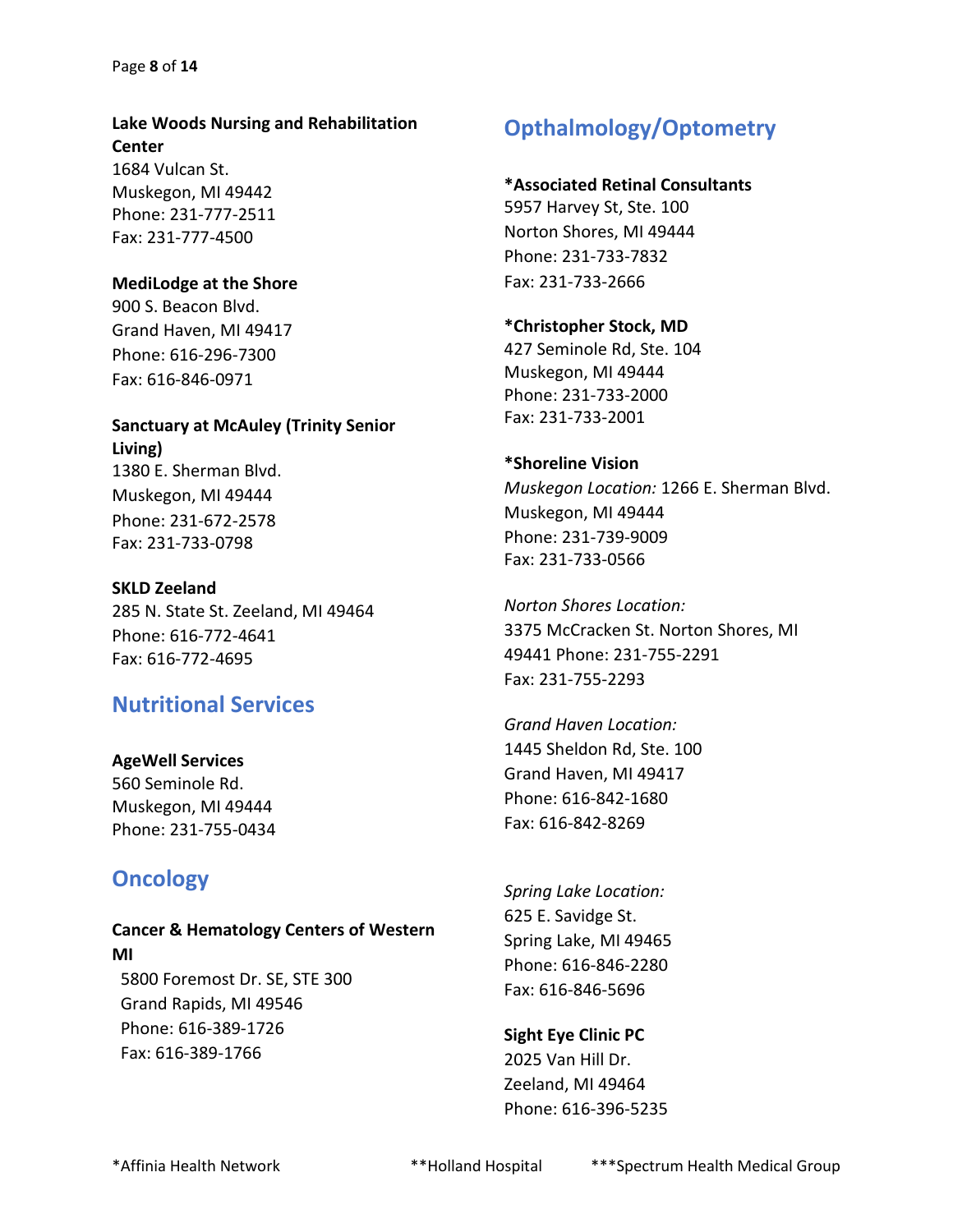**Lake Woods Nursing and Rehabilitation Center**
1684 Vulcan St.
Muskegon, MI 49442
Phone: 231-777-2511
Fax: 231-777-4500

**MediLodge at the Shore**
900 S. Beacon Blvd.
Grand Haven, MI 49417
Phone: 616-296-7300
Fax: 616-846-0971

**Sanctuary at McAuley (Trinity Senior Living)**
1380 E. Sherman Blvd.
Muskegon, MI 49444
Phone: 231-672-2578
Fax: 231-733-0798

**SKLD Zeeland**
285 N. State St. Zeeland, MI 49464
Phone: 616-772-4641
Fax: 616-772-4695

## Nutritional Services

**AgeWell Services**
560 Seminole Rd.
Muskegon, MI 49444
Phone: 231-755-0434

## Oncology

**Cancer & Hematology Centers of Western MI**
5800 Foremost Dr. SE, STE 300
Grand Rapids, MI 49546
Phone: 616-389-1726
Fax: 616-389-1766

## Opthalmology/Optometry

**\*Associated Retinal Consultants**
5957 Harvey St, Ste. 100
Norton Shores, MI 49444
Phone: 231-733-7832
Fax: 231-733-2666

**\*Christopher Stock, MD**
427 Seminole Rd, Ste. 104
Muskegon, MI 49444
Phone: 231-733-2000
Fax: 231-733-2001

**\*Shoreline Vision**
*Muskegon Location:* 1266 E. Sherman Blvd.
Muskegon, MI 49444
Phone: 231-739-9009
Fax: 231-733-0566

*Norton Shores Location:*
3375 McCracken St. Norton Shores, MI 49441 Phone: 231-755-2291
Fax: 231-755-2293

*Grand Haven Location:*
1445 Sheldon Rd, Ste. 100
Grand Haven, MI 49417
Phone: 616-842-1680
Fax: 616-842-8269

*Spring Lake Location:*
625 E. Savidge St.
Spring Lake, MI 49465
Phone: 616-846-2280
Fax: 616-846-5696

**Sight Eye Clinic PC**
2025 Van Hill Dr.
Zeeland, MI 49464
Phone: 616-396-5235

*Affinia Health Network **Holland Hospital ***Spectrum Health Medical Group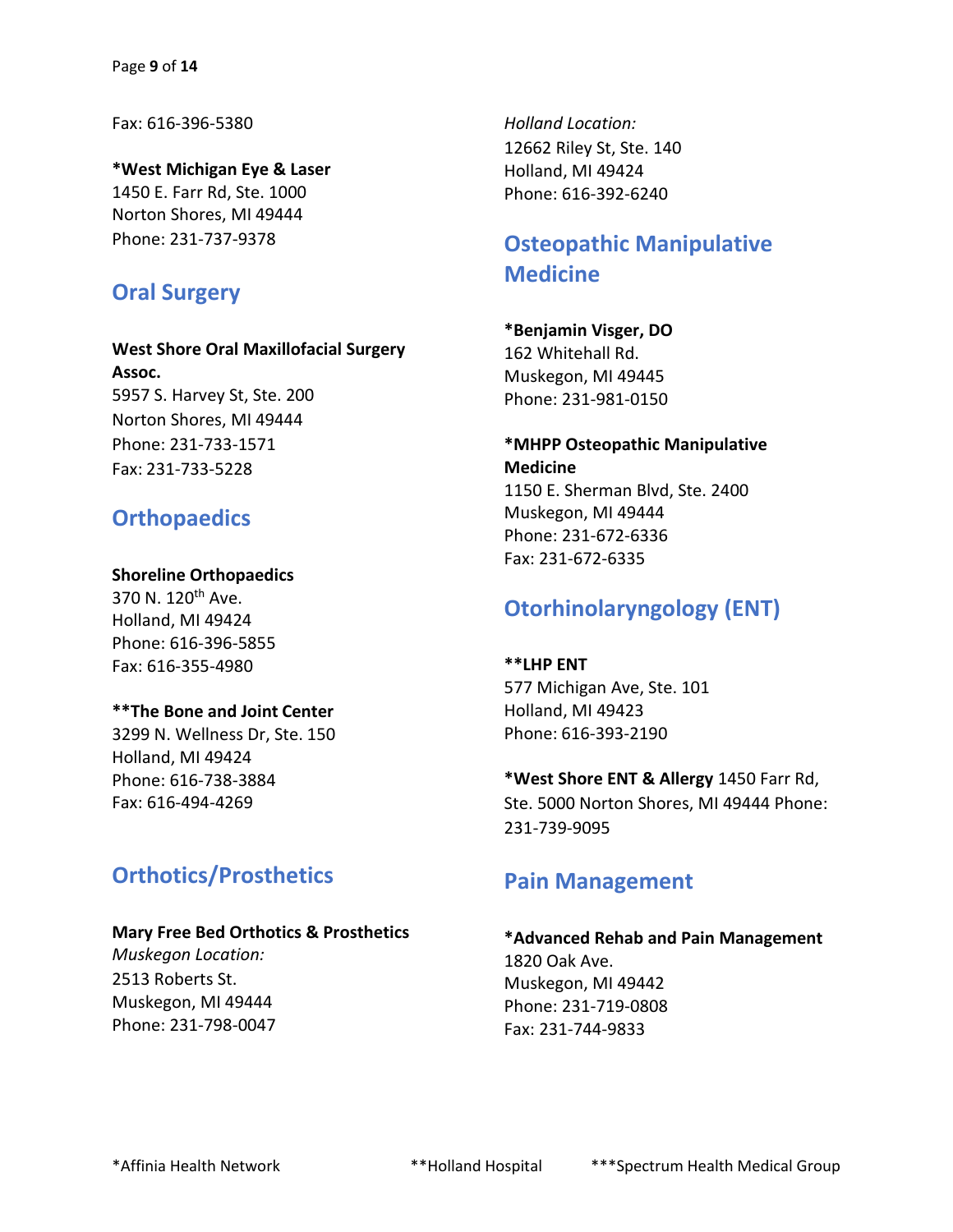Fax: 616-396-5380

**\*West Michigan Eye & Laser**
1450 E. Farr Rd, Ste. 1000
Norton Shores, MI 49444
Phone: 231-737-9378

## Oral Surgery

**West Shore Oral Maxillofacial Surgery Assoc.**
5957 S. Harvey St, Ste. 200
Norton Shores, MI 49444
Phone: 231-733-1571
Fax: 231-733-5228

## Orthopaedics

**Shoreline Orthopaedics**
370 N. 120th Ave.
Holland, MI 49424
Phone: 616-396-5855
Fax: 616-355-4980

**\*\*The Bone and Joint Center**
3299 N. Wellness Dr, Ste. 150
Holland, MI 49424
Phone: 616-738-3884
Fax: 616-494-4269

## Orthotics/Prosthetics

**Mary Free Bed Orthotics & Prosthetics**
*Muskegon Location:*
2513 Roberts St.
Muskegon, MI 49444
Phone: 231-798-0047

*Holland Location:*
12662 Riley St, Ste. 140
Holland, MI 49424
Phone: 616-392-6240

## Osteopathic Manipulative Medicine

**\*Benjamin Visger, DO**
162 Whitehall Rd.
Muskegon, MI 49445
Phone: 231-981-0150

**\*MHPP Osteopathic Manipulative Medicine**
1150 E. Sherman Blvd, Ste. 2400
Muskegon, MI 49444
Phone: 231-672-6336
Fax: 231-672-6335

## Otorhinolaryngology (ENT)

**\*\*LHP ENT**
577 Michigan Ave, Ste. 101
Holland, MI 49423
Phone: 616-393-2190

**\*West Shore ENT & Allergy** 1450 Farr Rd, Ste. 5000 Norton Shores, MI 49444 Phone: 231-739-9095

## Pain Management

**\*Advanced Rehab and Pain Management**
1820 Oak Ave.
Muskegon, MI 49442
Phone: 231-719-0808
Fax: 231-744-9833

\*Affinia Health Network \*\*Holland Hospital \*\*\*Spectrum Health Medical Group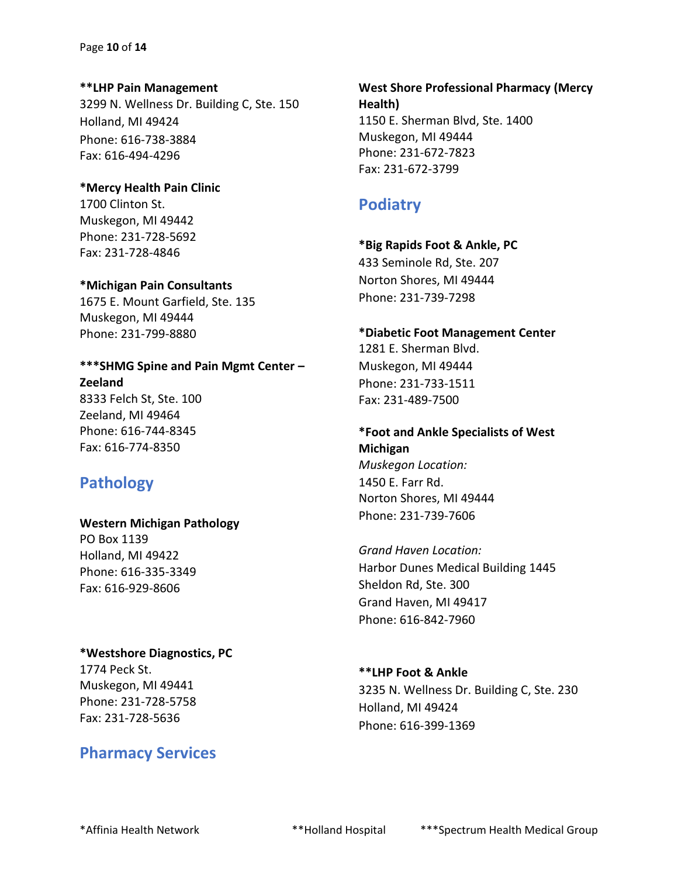**\*\*LHP Pain Management**
3299 N. Wellness Dr. Building C, Ste. 150
Holland, MI 49424
Phone: 616-738-3884
Fax: 616-494-4296

**\*Mercy Health Pain Clinic**
1700 Clinton St.
Muskegon, MI 49442
Phone: 231-728-5692
Fax: 231-728-4846

**\*Michigan Pain Consultants**
1675 E. Mount Garfield, Ste. 135
Muskegon, MI 49444
Phone: 231-799-8880

**\*\*\*SHMG Spine and Pain Mgmt Center – Zeeland**
8333 Felch St, Ste. 100
Zeeland, MI 49464
Phone: 616-744-8345
Fax: 616-774-8350

## Pathology

**Western Michigan Pathology**
PO Box 1139
Holland, MI 49422
Phone: 616-335-3349
Fax: 616-929-8606

**\*Westshore Diagnostics, PC**
1774 Peck St.
Muskegon, MI 49441
Phone: 231-728-5758
Fax: 231-728-5636

## Pharmacy Services

**West Shore Professional Pharmacy (Mercy Health)**
1150 E. Sherman Blvd, Ste. 1400
Muskegon, MI 49444
Phone: 231-672-7823
Fax: 231-672-3799

## Podiatry

**\*Big Rapids Foot & Ankle, PC**
433 Seminole Rd, Ste. 207
Norton Shores, MI 49444
Phone: 231-739-7298

**\*Diabetic Foot Management Center**
1281 E. Sherman Blvd.
Muskegon, MI 49444
Phone: 231-733-1511
Fax: 231-489-7500

**\*Foot and Ankle Specialists of West Michigan**
*Muskegon Location:*
1450 E. Farr Rd.
Norton Shores, MI 49444
Phone: 231-739-7606

*Grand Haven Location:*
Harbor Dunes Medical Building 1445 Sheldon Rd, Ste. 300
Grand Haven, MI 49417
Phone: 616-842-7960

**\*\*LHP Foot & Ankle**
3235 N. Wellness Dr. Building C, Ste. 230
Holland, MI 49424
Phone: 616-399-1369

\*Affinia Health Network   \*\*Holland Hospital   \*\*\*Spectrum Health Medical Group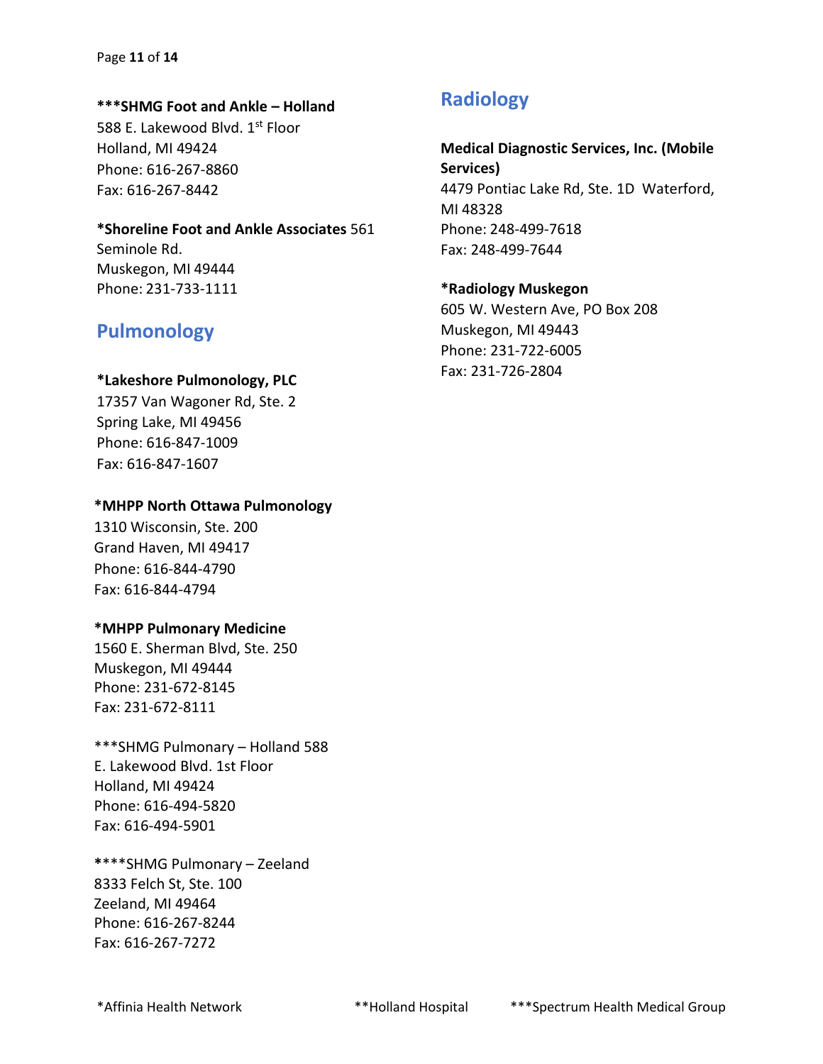**\*\*\*SHMG Foot and Ankle – Holland**
588 E. Lakewood Blvd. 1st Floor
Holland, MI 49424
Phone: 616-267-8860
Fax: 616-267-8442

**\*Shoreline Foot and Ankle Associates** 561 Seminole Rd.
Muskegon, MI 49444
Phone: 231-733-1111

## Pulmonology

**\*Lakeshore Pulmonology, PLC**
17357 Van Wagoner Rd, Ste. 2
Spring Lake, MI 49456
Phone: 616-847-1009
Fax: 616-847-1607

**\*MHPP North Ottawa Pulmonology**
1310 Wisconsin, Ste. 200
Grand Haven, MI 49417
Phone: 616-844-4790
Fax: 616-844-4794

**\*MHPP Pulmonary Medicine**
1560 E. Sherman Blvd, Ste. 250
Muskegon, MI 49444
Phone: 231-672-8145
Fax: 231-672-8111

***SHMG Pulmonary – Holland 588 E. Lakewood Blvd. 1st Floor
Holland, MI 49424
Phone: 616-494-5820
Fax: 616-494-5901

****SHMG Pulmonary – Zeeland
8333 Felch St, Ste. 100
Zeeland, MI 49464
Phone: 616-267-8244
Fax: 616-267-7272

## Radiology

**Medical Diagnostic Services, Inc. (Mobile Services)**
4479 Pontiac Lake Rd, Ste. 1D Waterford, MI 48328
Phone: 248-499-7618
Fax: 248-499-7644

**\*Radiology Muskegon**
605 W. Western Ave, PO Box 208
Muskegon, MI 49443
Phone: 231-722-6005
Fax: 231-726-2804

*Affinia Health Network **Holland Hospital ***Spectrum Health Medical Group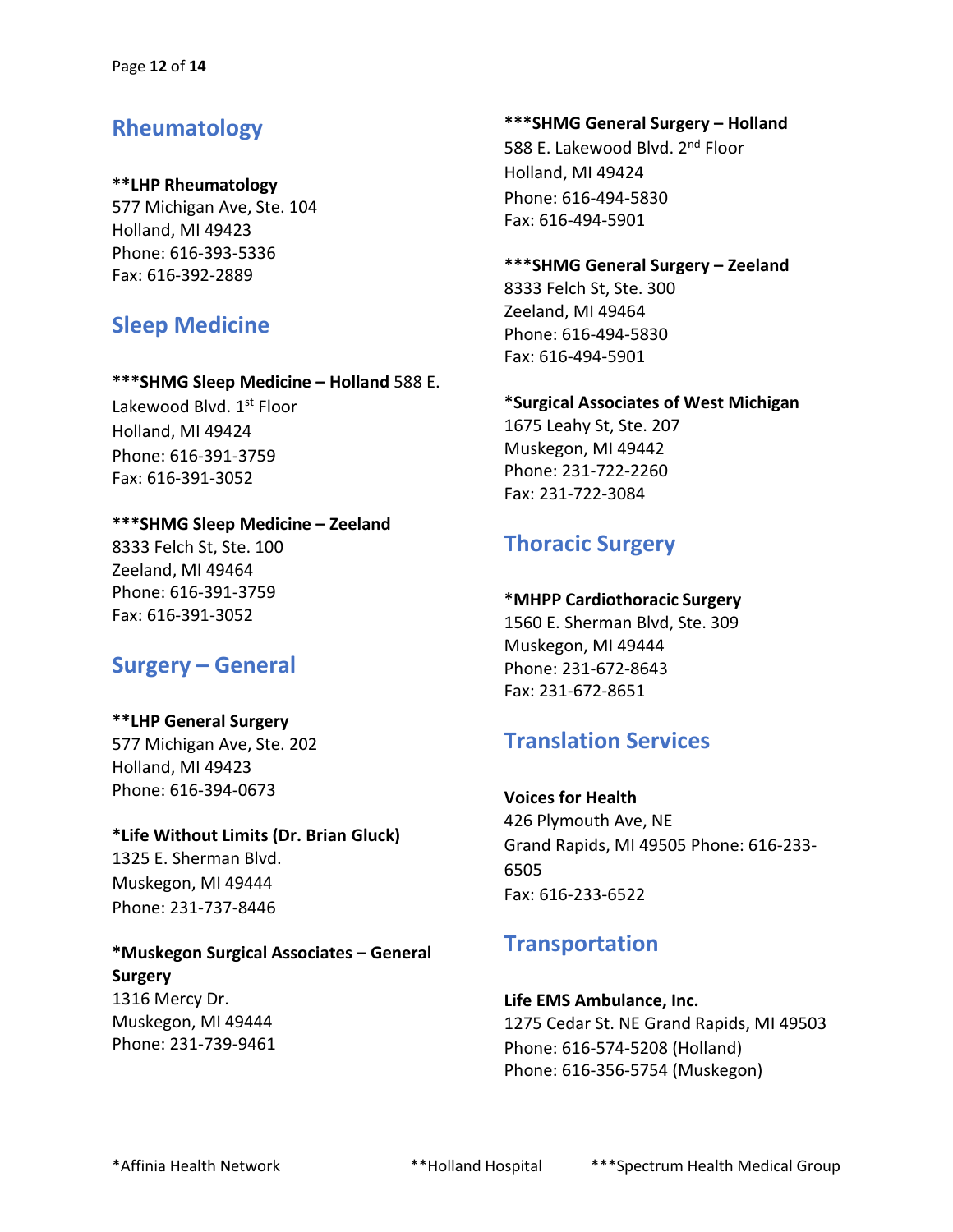## Rheumatology

**\*\*LHP Rheumatology**
577 Michigan Ave, Ste. 104
Holland, MI 49423
Phone: 616-393-5336
Fax: 616-392-2889

## Sleep Medicine

**\*\*\*SHMG Sleep Medicine – Holland** 588 E. Lakewood Blvd. 1st Floor
Holland, MI 49424
Phone: 616-391-3759
Fax: 616-391-3052

**\*\*\*SHMG Sleep Medicine – Zeeland**
8333 Felch St, Ste. 100
Zeeland, MI 49464
Phone: 616-391-3759
Fax: 616-391-3052

## Surgery – General

**\*\*LHP General Surgery**
577 Michigan Ave, Ste. 202
Holland, MI 49423
Phone: 616-394-0673

**\*Life Without Limits (Dr. Brian Gluck)**
1325 E. Sherman Blvd.
Muskegon, MI 49444
Phone: 231-737-8446

**\*Muskegon Surgical Associates – General Surgery**
1316 Mercy Dr.
Muskegon, MI 49444
Phone: 231-739-9461

**\*\*\*SHMG General Surgery – Holland**
588 E. Lakewood Blvd. 2nd Floor
Holland, MI 49424
Phone: 616-494-5830
Fax: 616-494-5901

**\*\*\*SHMG General Surgery – Zeeland**
8333 Felch St, Ste. 300
Zeeland, MI 49464
Phone: 616-494-5830
Fax: 616-494-5901

**\*Surgical Associates of West Michigan**
1675 Leahy St, Ste. 207
Muskegon, MI 49442
Phone: 231-722-2260
Fax: 231-722-3084

## Thoracic Surgery

**\*MHPP Cardiothoracic Surgery**
1560 E. Sherman Blvd, Ste. 309
Muskegon, MI 49444
Phone: 231-672-8643
Fax: 231-672-8651

## Translation Services

**Voices for Health**
426 Plymouth Ave, NE
Grand Rapids, MI 49505 Phone: 616-233-6505
Fax: 616-233-6522

## Transportation

**Life EMS Ambulance, Inc.**
1275 Cedar St. NE Grand Rapids, MI 49503
Phone: 616-574-5208 (Holland)
Phone: 616-356-5754 (Muskegon)

\*Affinia Health Network \*\*Holland Hospital \*\*\*Spectrum Health Medical Group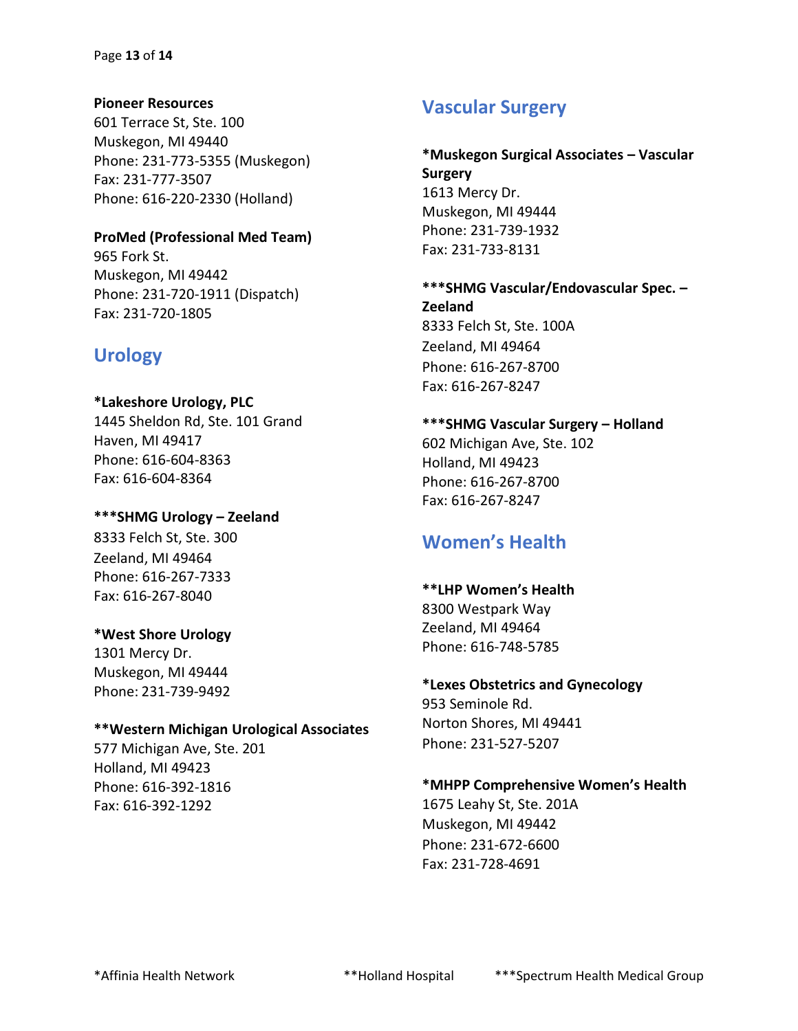**Pioneer Resources**
601 Terrace St, Ste. 100
Muskegon, MI 49440
Phone: 231-773-5355 (Muskegon)
Fax: 231-777-3507
Phone: 616-220-2330 (Holland)

**ProMed (Professional Med Team)**
965 Fork St.
Muskegon, MI 49442
Phone: 231-720-1911 (Dispatch)
Fax: 231-720-1805

## Urology

**\*Lakeshore Urology, PLC**
1445 Sheldon Rd, Ste. 101 Grand Haven, MI 49417
Phone: 616-604-8363
Fax: 616-604-8364

**\*\*\*SHMG Urology – Zeeland**
8333 Felch St, Ste. 300
Zeeland, MI 49464
Phone: 616-267-7333
Fax: 616-267-8040

**\*West Shore Urology**
1301 Mercy Dr.
Muskegon, MI 49444
Phone: 231-739-9492

**\*\*Western Michigan Urological Associates**
577 Michigan Ave, Ste. 201
Holland, MI 49423
Phone: 616-392-1816
Fax: 616-392-1292

## Vascular Surgery

**\*Muskegon Surgical Associates – Vascular Surgery**
1613 Mercy Dr.
Muskegon, MI 49444
Phone: 231-739-1932
Fax: 231-733-8131

**\*\*\*SHMG Vascular/Endovascular Spec. – Zeeland**
8333 Felch St, Ste. 100A
Zeeland, MI 49464
Phone: 616-267-8700
Fax: 616-267-8247

**\*\*\*SHMG Vascular Surgery – Holland**
602 Michigan Ave, Ste. 102
Holland, MI 49423
Phone: 616-267-8700
Fax: 616-267-8247

## Women's Health

**\*\*LHP Women's Health**
8300 Westpark Way
Zeeland, MI 49464
Phone: 616-748-5785

**\*Lexes Obstetrics and Gynecology**
953 Seminole Rd.
Norton Shores, MI 49441
Phone: 231-527-5207

**\*MHPP Comprehensive Women's Health**
1675 Leahy St, Ste. 201A
Muskegon, MI 49442
Phone: 231-672-6600
Fax: 231-728-4691

\*Affinia Health Network \*\*Holland Hospital \*\*\*Spectrum Health Medical Group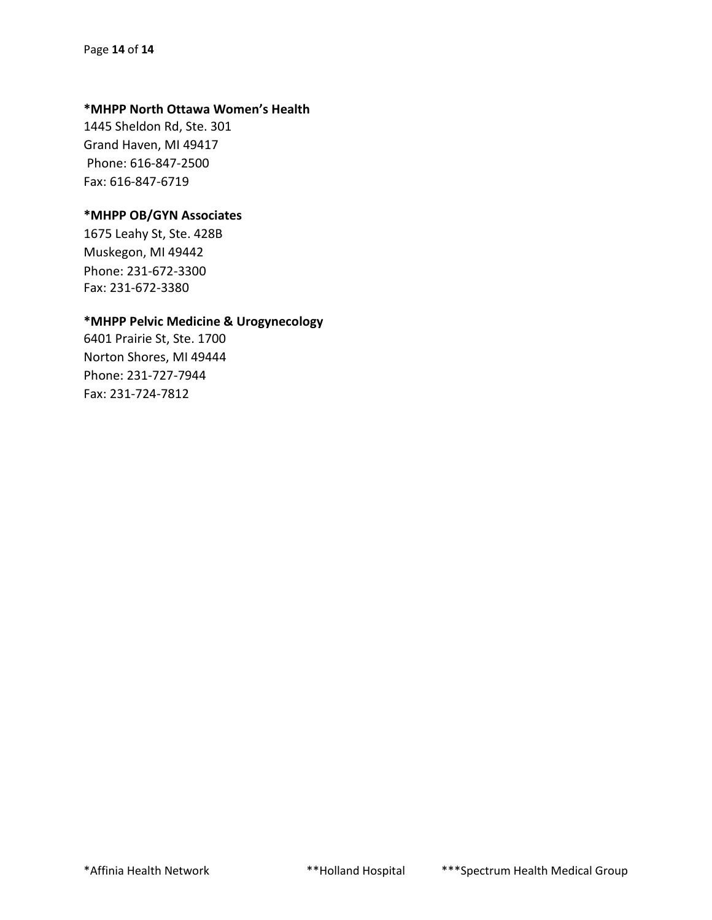**\*MHPP North Ottawa Women's Health**
1445 Sheldon Rd, Ste. 301
Grand Haven, MI 49417
Phone: 616-847-2500
Fax: 616-847-6719

**\*MHPP OB/GYN Associates**
1675 Leahy St, Ste. 428B
Muskegon, MI 49442
Phone: 231-672-3300
Fax: 231-672-3380

**\*MHPP Pelvic Medicine & Urogynecology**
6401 Prairie St, Ste. 1700
Norton Shores, MI 49444
Phone: 231-727-7944
Fax: 231-724-7812

\*Affinia Health Network    \*\*Holland Hospital    \*\*\*Spectrum Health Medical Group